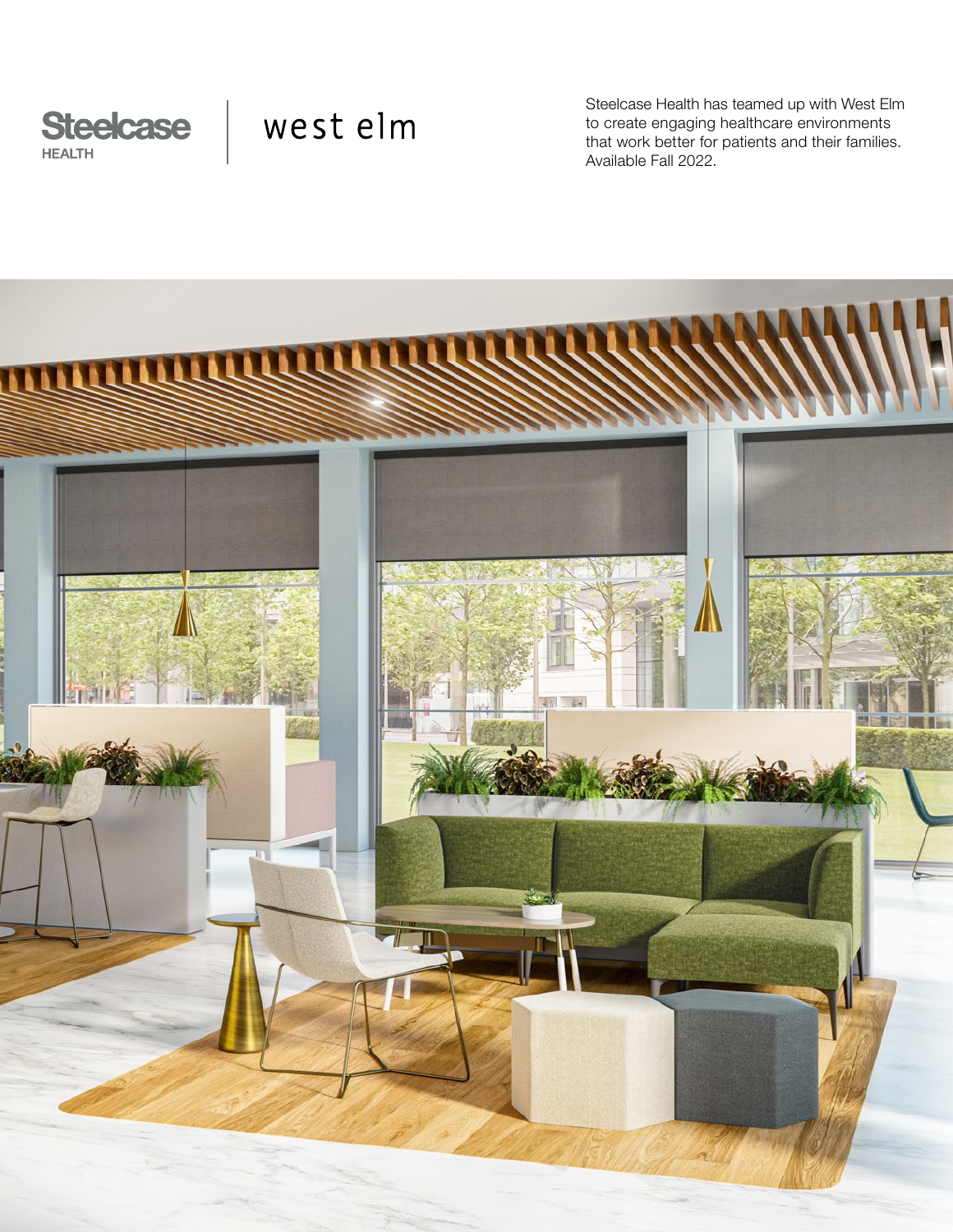Steelcase HEALTH | west elm

Steelcase Health has teamed up with West Elm to create engaging healthcare environments that work better for patients and their families. Available Fall 2022.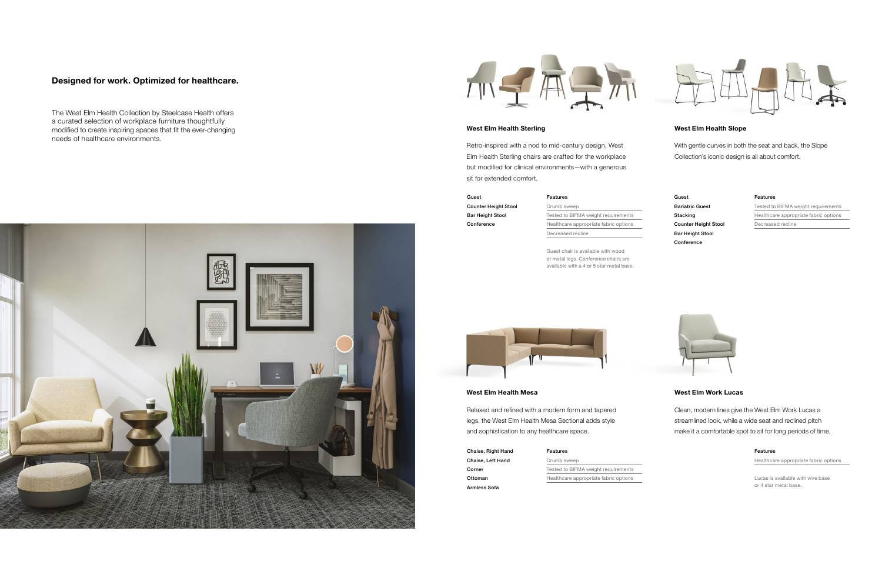## Designed for work. Optimized for healthcare.

The West Elm Health Collection by Steelcase Health offers a curated selection of workplace furniture thoughtfully modified to create inspiring spaces that fit the ever-changing needs of healthcare environments.

### West Elm Health Sterling

Retro-inspired with a nod to mid-century design, West Elm Health Sterling chairs are crafted for the workplace but modified for clinical environments—with a generous sit for extended comfort.

**Guest**
**Counter Height Stool**
**Bar Height Stool**
**Conference**

**Features**

- Crumb sweep
- Tested to BIFMA weight requirements
- Healthcare appropriate fabric options
- Decreased recline

Guest chair is available with wood or metal legs. Conference chairs are available with a 4 or 5 star metal base.

### West Elm Health Slope

With gentle curves in both the seat and back, the Slope Collection's iconic design is all about comfort.

**Guest**
**Bariatric Guest**
**Stacking**
**Counter Height Stool**
**Bar Height Stool**
**Conference**

**Features**

- Tested to BIFMA weight requirements
- Healthcare appropriate fabric options
- Decreased recline

### West Elm Health Mesa

Relaxed and refined with a modern form and tapered legs, the West Elm Health Mesa Sectional adds style and sophistication to any healthcare space.

**Chaise, Right Hand**
**Chaise, Left Hand**
**Corner**
**Ottoman**
**Armless Sofa**

**Features**

- Crumb sweep
- Tested to BIFMA weight requirements
- Healthcare appropriate fabric options

### West Elm Work Lucas

Clean, modern lines give the West Elm Work Lucas a streamlined look, while a wide seat and reclined pitch make it a comfortable spot to sit for long periods of time.

**Features**

- Healthcare appropriate fabric options

Lucas is available with wire base or 4 star metal base.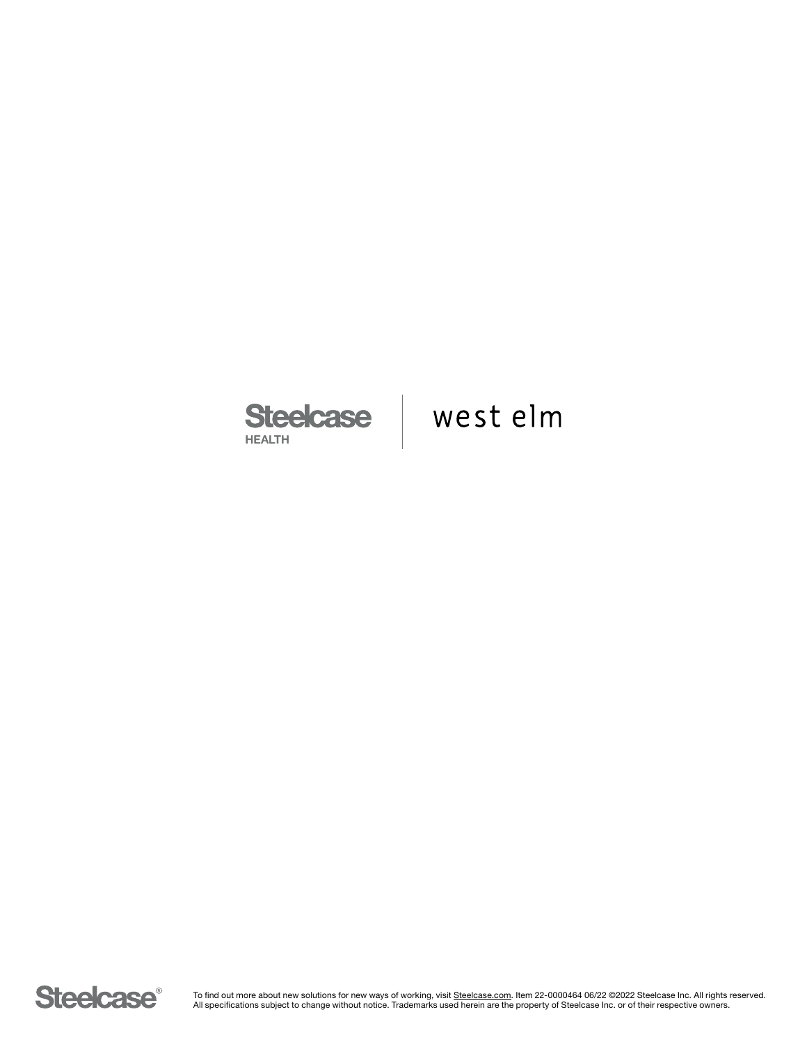Steelcase HEALTH | west elm

Steelcase®

To find out more about new solutions for new ways of working, visit Steelcase.com. Item 22-0000464 06/22 ©2022 Steelcase Inc. All rights reserved. All specifications subject to change without notice. Trademarks used herein are the property of Steelcase Inc. or of their respective owners.